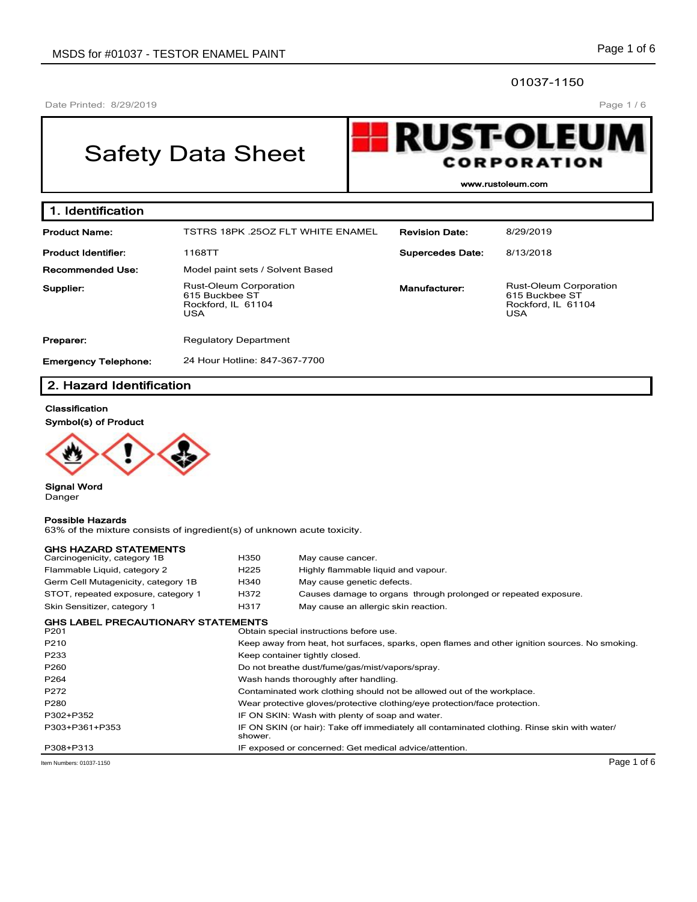01037-1150

Date Printed: 8/29/2019

# Safety Data Sheet

**RUST-OLEUM CORPORATION**
www.rustoleum.com

## 1. Identification

| | | | |
|---|---|---|---|
| **Product Name:** | TSTRS 18PK .25OZ FLT WHITE ENAMEL | **Revision Date:** | 8/29/2019 |
| **Product Identifier:** | 1168TT | **Supercedes Date:** | 8/13/2018 |
| **Recommended Use:** | Model paint sets / Solvent Based | | |
| **Supplier:** | Rust-Oleum Corporation 615 Buckbee ST Rockford, IL 61104 USA | **Manufacturer:** | Rust-Oleum Corporation 615 Buckbee ST Rockford, IL 61104 USA |
| **Preparer:** | Regulatory Department | | |
| **Emergency Telephone:** | 24 Hour Hotline: 847-367-7700 | | |

## 2. Hazard Identification

**Classification**

**Symbol(s) of Product**

**Signal Word**
Danger

**Possible Hazards**
63% of the mixture consists of ingredient(s) of unknown acute toxicity.

**GHS HAZARD STATEMENTS**

| | | |
|---|---|---|
| Carcinogenicity, category 1B | H350 | May cause cancer. |
| Flammable Liquid, category 2 | H225 | Highly flammable liquid and vapour. |
| Germ Cell Mutagenicity, category 1B | H340 | May cause genetic defects. |
| STOT, repeated exposure, category 1 | H372 | Causes damage to organs through prolonged or repeated exposure. |
| Skin Sensitizer, category 1 | H317 | May cause an allergic skin reaction. |

**GHS LABEL PRECAUTIONARY STATEMENTS**

| | |
|---|---|
| P201 | Obtain special instructions before use. |
| P210 | Keep away from heat, hot surfaces, sparks, open flames and other ignition sources. No smoking. |
| P233 | Keep container tightly closed. |
| P260 | Do not breathe dust/fume/gas/mist/vapors/spray. |
| P264 | Wash hands thoroughly after handling. |
| P272 | Contaminated work clothing should not be allowed out of the workplace. |
| P280 | Wear protective gloves/protective clothing/eye protection/face protection. |
| P302+P352 | IF ON SKIN: Wash with plenty of soap and water. |
| P303+P361+P353 | IF ON SKIN (or hair): Take off immediately all contaminated clothing. Rinse skin with water/shower. |
| P308+P313 | IF exposed or concerned: Get medical advice/attention. |

Item Numbers: 01037-1150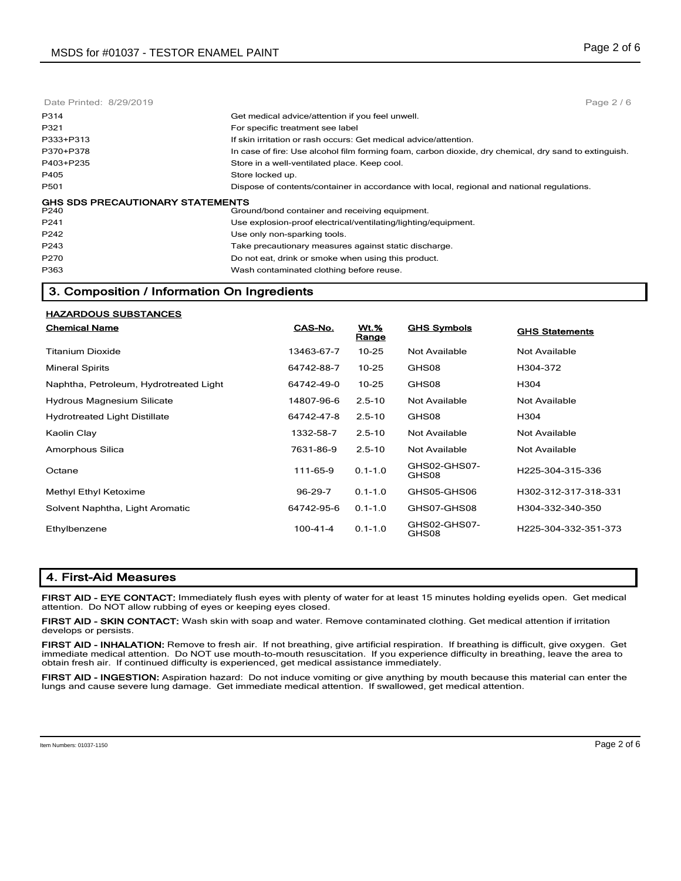Date Printed: 8/29/2019

| | |
|---|---|
| P314 | Get medical advice/attention if you feel unwell. |
| P321 | For specific treatment see label |
| P333+P313 | If skin irritation or rash occurs: Get medical advice/attention. |
| P370+P378 | In case of fire: Use alcohol film forming foam, carbon dioxide, dry chemical, dry sand to extinguish. |
| P403+P235 | Store in a well-ventilated place. Keep cool. |
| P405 | Store locked up. |
| P501 | Dispose of contents/container in accordance with local, regional and national regulations. |

**GHS SDS PRECAUTIONARY STATEMENTS**

| | |
|---|---|
| P240 | Ground/bond container and receiving equipment. |
| P241 | Use explosion-proof electrical/ventilating/lighting/equipment. |
| P242 | Use only non-sparking tools. |
| P243 | Take precautionary measures against static discharge. |
| P270 | Do not eat, drink or smoke when using this product. |
| P363 | Wash contaminated clothing before reuse. |

## 3. Composition / Information On Ingredients

**HAZARDOUS SUBSTANCES**

| Chemical Name | CAS-No. | Wt.% Range | GHS Symbols | GHS Statements |
|---|---|---|---|---|
| Titanium Dioxide | 13463-67-7 | 10-25 | Not Available | Not Available |
| Mineral Spirits | 64742-88-7 | 10-25 | GHS08 | H304-372 |
| Naphtha, Petroleum, Hydrotreated Light | 64742-49-0 | 10-25 | GHS08 | H304 |
| Hydrous Magnesium Silicate | 14807-96-6 | 2.5-10 | Not Available | Not Available |
| Hydrotreated Light Distillate | 64742-47-8 | 2.5-10 | GHS08 | H304 |
| Kaolin Clay | 1332-58-7 | 2.5-10 | Not Available | Not Available |
| Amorphous Silica | 7631-86-9 | 2.5-10 | Not Available | Not Available |
| Octane | 111-65-9 | 0.1-1.0 | GHS02-GHS07-GHS08 | H225-304-315-336 |
| Methyl Ethyl Ketoxime | 96-29-7 | 0.1-1.0 | GHS05-GHS06 | H302-312-317-318-331 |
| Solvent Naphtha, Light Aromatic | 64742-95-6 | 0.1-1.0 | GHS07-GHS08 | H304-332-340-350 |
| Ethylbenzene | 100-41-4 | 0.1-1.0 | GHS02-GHS07-GHS08 | H225-304-332-351-373 |

## 4. First-Aid Measures

**FIRST AID - EYE CONTACT:** Immediately flush eyes with plenty of water for at least 15 minutes holding eyelids open. Get medical attention. Do NOT allow rubbing of eyes or keeping eyes closed.

**FIRST AID - SKIN CONTACT:** Wash skin with soap and water. Remove contaminated clothing. Get medical attention if irritation develops or persists.

**FIRST AID - INHALATION:** Remove to fresh air. If not breathing, give artificial respiration. If breathing is difficult, give oxygen. Get immediate medical attention. Do NOT use mouth-to-mouth resuscitation. If you experience difficulty in breathing, leave the area to obtain fresh air. If continued difficulty is experienced, get medical assistance immediately.

**FIRST AID - INGESTION:** Aspiration hazard: Do not induce vomiting or give anything by mouth because this material can enter the lungs and cause severe lung damage. Get immediate medical attention. If swallowed, get medical attention.

Item Numbers: 01037-1150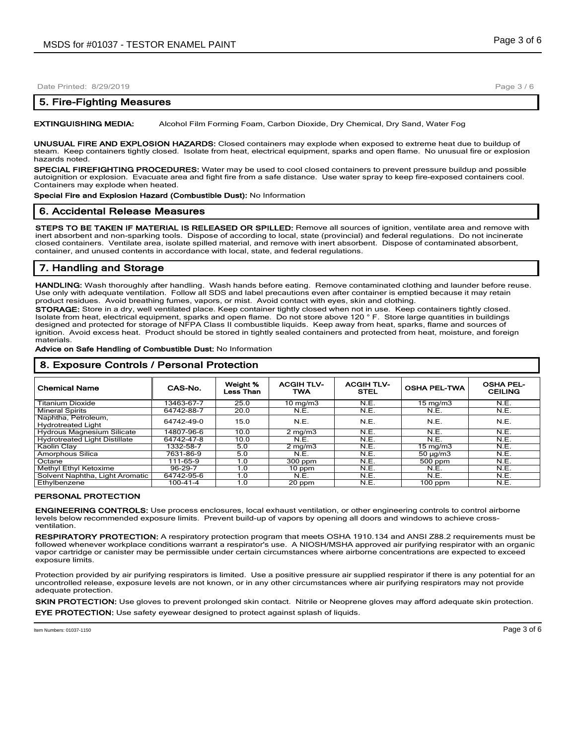## 5. Fire-Fighting Measures

**EXTINGUISHING MEDIA:** Alcohol Film Forming Foam, Carbon Dioxide, Dry Chemical, Dry Sand, Water Fog

**UNUSUAL FIRE AND EXPLOSION HAZARDS:** Closed containers may explode when exposed to extreme heat due to buildup of steam. Keep containers tightly closed. Isolate from heat, electrical equipment, sparks and open flame. No unusual fire or explosion hazards noted.

**SPECIAL FIREFIGHTING PROCEDURES:** Water may be used to cool closed containers to prevent pressure buildup and possible autoignition or explosion. Evacuate area and fight fire from a safe distance. Use water spray to keep fire-exposed containers cool. Containers may explode when heated.

**Special Fire and Explosion Hazard (Combustible Dust):** No Information

## 6. Accidental Release Measures

**STEPS TO BE TAKEN IF MATERIAL IS RELEASED OR SPILLED:** Remove all sources of ignition, ventilate area and remove with inert absorbent and non-sparking tools. Dispose of according to local, state (provincial) and federal regulations. Do not incinerate closed containers. Ventilate area, isolate spilled material, and remove with inert absorbent. Dispose of contaminated absorbent, container, and unused contents in accordance with local, state, and federal regulations.

## 7. Handling and Storage

**HANDLING:** Wash thoroughly after handling. Wash hands before eating. Remove contaminated clothing and launder before reuse. Use only with adequate ventilation. Follow all SDS and label precautions even after container is emptied because it may retain product residues. Avoid breathing fumes, vapors, or mist. Avoid contact with eyes, skin and clothing.

**STORAGE:** Store in a dry, well ventilated place. Keep container tightly closed when not in use. Keep containers tightly closed. Isolate from heat, electrical equipment, sparks and open flame. Do not store above 120 ° F. Store large quantities in buildings designed and protected for storage of NFPA Class II combustible liquids. Keep away from heat, sparks, flame and sources of ignition. Avoid excess heat. Product should be stored in tightly sealed containers and protected from heat, moisture, and foreign materials.

**Advice on Safe Handling of Combustible Dust:** No Information

## 8. Exposure Controls / Personal Protection

| Chemical Name | CAS-No. | Weight % Less Than | ACGIH TLV-TWA | ACGIH TLV-STEL | OSHA PEL-TWA | OSHA PEL-CEILING |
|---|---|---|---|---|---|---|
| Titanium Dioxide | 13463-67-7 | 25.0 | 10 mg/m3 | N.E. | 15 mg/m3 | N.E. |
| Mineral Spirits | 64742-88-7 | 20.0 | N.E. | N.E. | N.E. | N.E. |
| Naphtha, Petroleum, Hydrotreated Light | 64742-49-0 | 15.0 | N.E. | N.E. | N.E. | N.E. |
| Hydrous Magnesium Silicate | 14807-96-6 | 10.0 | 2 mg/m3 | N.E. | N.E. | N.E. |
| Hydrotreated Light Distillate | 64742-47-8 | 10.0 | N.E. | N.E. | N.E. | N.E. |
| Kaolin Clay | 1332-58-7 | 5.0 | 2 mg/m3 | N.E. | 15 mg/m3 | N.E. |
| Amorphous Silica | 7631-86-9 | 5.0 | N.E. | N.E. | 50 µg/m3 | N.E. |
| Octane | 111-65-9 | 1.0 | 300 ppm | N.E. | 500 ppm | N.E. |
| Methyl Ethyl Ketoxime | 96-29-7 | 1.0 | 10 ppm | N.E. | N.E. | N.E. |
| Solvent Naphtha, Light Aromatic | 64742-95-6 | 1.0 | N.E. | N.E. | N.E. | N.E. |
| Ethylbenzene | 100-41-4 | 1.0 | 20 ppm | N.E. | 100 ppm | N.E. |

### PERSONAL PROTECTION

**ENGINEERING CONTROLS:** Use process enclosures, local exhaust ventilation, or other engineering controls to control airborne levels below recommended exposure limits. Prevent build-up of vapors by opening all doors and windows to achieve cross-ventilation.

**RESPIRATORY PROTECTION:** A respiratory protection program that meets OSHA 1910.134 and ANSI Z88.2 requirements must be followed whenever workplace conditions warrant a respirator's use. A NIOSH/MSHA approved air purifying respirator with an organic vapor cartridge or canister may be permissible under certain circumstances where airborne concentrations are expected to exceed exposure limits.

Protection provided by air purifying respirators is limited. Use a positive pressure air supplied respirator if there is any potential for an uncontrolled release, exposure levels are not known, or in any other circumstances where air purifying respirators may not provide adequate protection.

**SKIN PROTECTION:** Use gloves to prevent prolonged skin contact. Nitrile or Neoprene gloves may afford adequate skin protection.

**EYE PROTECTION:** Use safety eyewear designed to protect against splash of liquids.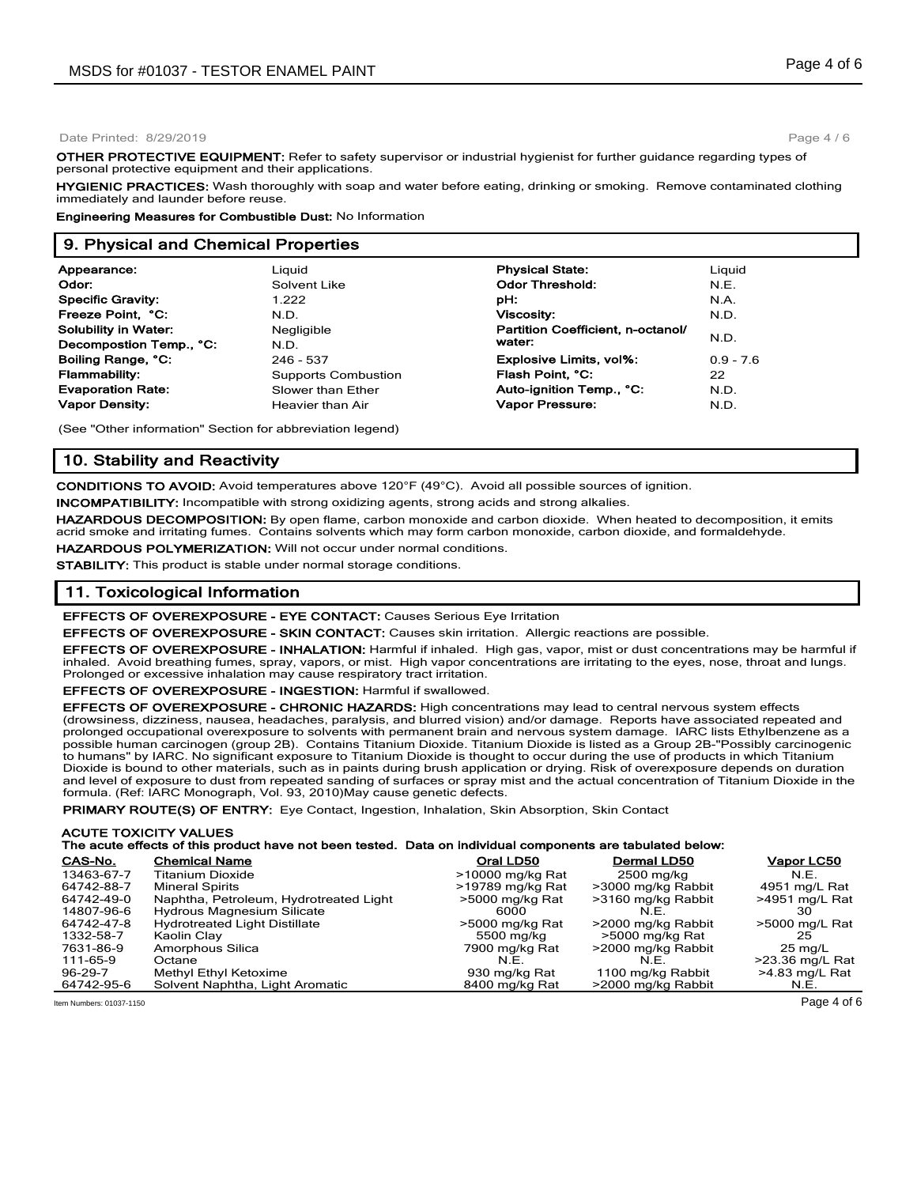Date Printed: 8/29/2019

**OTHER PROTECTIVE EQUIPMENT:** Refer to safety supervisor or industrial hygienist for further guidance regarding types of personal protective equipment and their applications.

**HYGIENIC PRACTICES:** Wash thoroughly with soap and water before eating, drinking or smoking. Remove contaminated clothing immediately and launder before reuse.

**Engineering Measures for Combustible Dust:** No Information

## 9. Physical and Chemical Properties

| | | | |
|---|---|---|---|
| **Appearance:** | Liquid | **Physical State:** | Liquid |
| **Odor:** | Solvent Like | **Odor Threshold:** | N.E. |
| **Specific Gravity:** | 1.222 | **pH:** | N.A. |
| **Freeze Point, °C:** | N.D. | **Viscosity:** | N.D. |
| **Solubility in Water:** | Negligible | **Partition Coefficient, n-octanol/ water:** | N.D. |
| **Decompostion Temp., °C:** | N.D. | | |
| **Boiling Range, °C:** | 246 - 537 | **Explosive Limits, vol%:** | 0.9 - 7.6 |
| **Flammability:** | Supports Combustion | **Flash Point, °C:** | 22 |
| **Evaporation Rate:** | Slower than Ether | **Auto-ignition Temp., °C:** | N.D. |
| **Vapor Density:** | Heavier than Air | **Vapor Pressure:** | N.D. |

(See "Other information" Section for abbreviation legend)

## 10. Stability and Reactivity

**CONDITIONS TO AVOID:** Avoid temperatures above 120°F (49°C). Avoid all possible sources of ignition.

**INCOMPATIBILITY:** Incompatible with strong oxidizing agents, strong acids and strong alkalies.

**HAZARDOUS DECOMPOSITION:** By open flame, carbon monoxide and carbon dioxide. When heated to decomposition, it emits acrid smoke and irritating fumes. Contains solvents which may form carbon monoxide, carbon dioxide, and formaldehyde.

**HAZARDOUS POLYMERIZATION:** Will not occur under normal conditions.

**STABILITY:** This product is stable under normal storage conditions.

## 11. Toxicological Information

**EFFECTS OF OVEREXPOSURE - EYE CONTACT:** Causes Serious Eye Irritation

**EFFECTS OF OVEREXPOSURE - SKIN CONTACT:** Causes skin irritation. Allergic reactions are possible.

**EFFECTS OF OVEREXPOSURE - INHALATION:** Harmful if inhaled. High gas, vapor, mist or dust concentrations may be harmful if inhaled. Avoid breathing fumes, spray, vapors, or mist. High vapor concentrations are irritating to the eyes, nose, throat and lungs. Prolonged or excessive inhalation may cause respiratory tract irritation.

**EFFECTS OF OVEREXPOSURE - INGESTION:** Harmful if swallowed.

**EFFECTS OF OVEREXPOSURE - CHRONIC HAZARDS:** High concentrations may lead to central nervous system effects (drowsiness, dizziness, nausea, headaches, paralysis, and blurred vision) and/or damage. Reports have associated repeated and prolonged occupational overexposure to solvents with permanent brain and nervous system damage. IARC lists Ethylbenzene as a possible human carcinogen (group 2B). Contains Titanium Dioxide. Titanium Dioxide is listed as a Group 2B-"Possibly carcinogenic to humans" by IARC. No significant exposure to Titanium Dioxide is thought to occur during the use of products in which Titanium Dioxide is bound to other materials, such as in paints during brush application or drying. Risk of overexposure depends on duration and level of exposure to dust from repeated sanding of surfaces or spray mist and the actual concentration of Titanium Dioxide in the formula. (Ref: IARC Monograph, Vol. 93, 2010)May cause genetic defects.

**PRIMARY ROUTE(S) OF ENTRY:** Eye Contact, Ingestion, Inhalation, Skin Absorption, Skin Contact

**ACUTE TOXICITY VALUES**

**The acute effects of this product have not been tested. Data on individual components are tabulated below:**

| CAS-No. | Chemical Name | Oral LD50 | Dermal LD50 | Vapor LC50 |
|---|---|---|---|---|
| 13463-67-7 | Titanium Dioxide | >10000 mg/kg Rat | 2500 mg/kg | N.E. |
| 64742-88-7 | Mineral Spirits | >19789 mg/kg Rat | >3000 mg/kg Rabbit | 4951 mg/L Rat |
| 64742-49-0 | Naphtha, Petroleum, Hydrotreated Light | >5000 mg/kg Rat | >3160 mg/kg Rabbit | >4951 mg/L Rat |
| 14807-96-6 | Hydrous Magnesium Silicate | 6000 | N.E. | 30 |
| 64742-47-8 | Hydrotreated Light Distillate | >5000 mg/kg Rat | >2000 mg/kg Rabbit | >5000 mg/L Rat |
| 1332-58-7 | Kaolin Clay | 5500 mg/kg | >5000 mg/kg Rat | 25 |
| 7631-86-9 | Amorphous Silica | 7900 mg/kg Rat | >2000 mg/kg Rabbit | 25 mg/L |
| 111-65-9 | Octane | N.E. | N.E. | >23.36 mg/L Rat |
| 96-29-7 | Methyl Ethyl Ketoxime | 930 mg/kg Rat | 1100 mg/kg Rabbit | >4.83 mg/L Rat |
| 64742-95-6 | Solvent Naphtha, Light Aromatic | 8400 mg/kg Rat | >2000 mg/kg Rabbit | N.E. |

Item Numbers: 01037-1150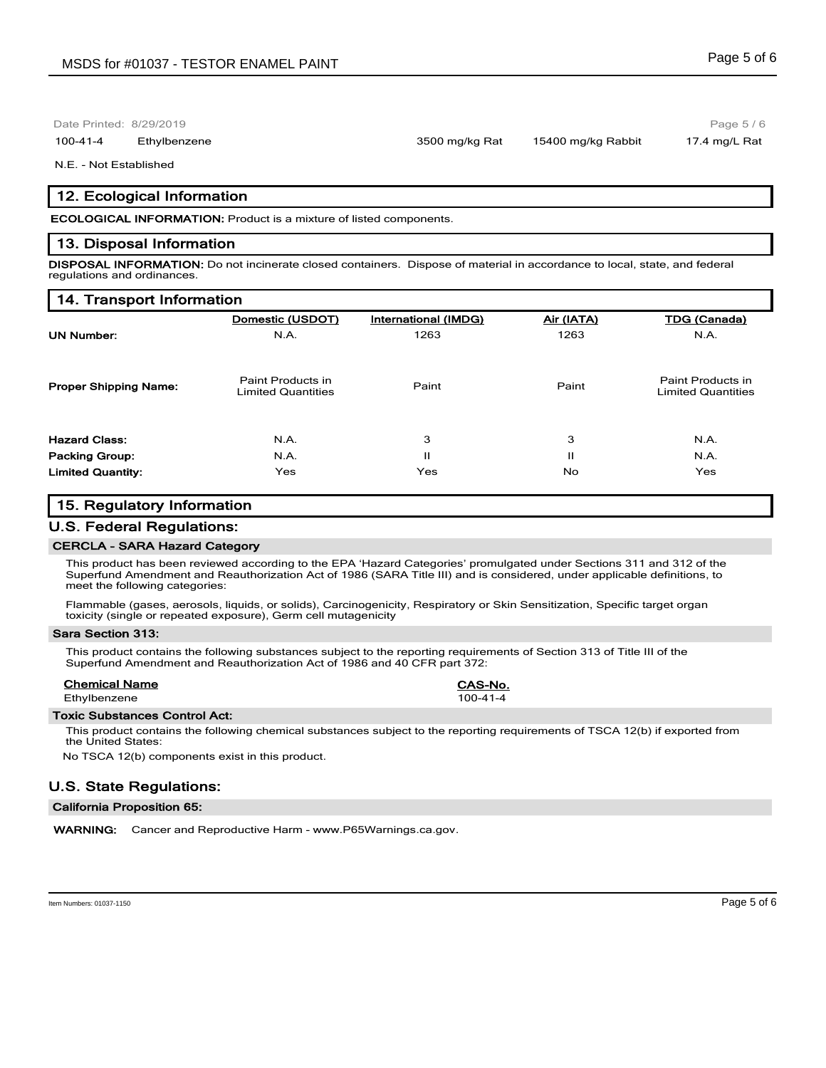| | | | | |
|---|---|---|---|---|
| 100-41-4 | Ethylbenzene | 3500 mg/kg Rat | 15400 mg/kg Rabbit | 17.4 mg/L Rat |

N.E. - Not Established

## 12. Ecological Information

**ECOLOGICAL INFORMATION:** Product is a mixture of listed components.

## 13. Disposal Information

**DISPOSAL INFORMATION:** Do not incinerate closed containers. Dispose of material in accordance to local, state, and federal regulations and ordinances.

## 14. Transport Information

| | Domestic (USDOT) | International (IMDG) | Air (IATA) | TDG (Canada) |
|---|---|---|---|---|
| **UN Number:** | N.A. | 1263 | 1263 | N.A. |
| **Proper Shipping Name:** | Paint Products in Limited Quantities | Paint | Paint | Paint Products in Limited Quantities |
| **Hazard Class:** | N.A. | 3 | 3 | N.A. |
| **Packing Group:** | N.A. | II | II | N.A. |
| **Limited Quantity:** | Yes | Yes | No | Yes |

## 15. Regulatory Information

### U.S. Federal Regulations:

**CERCLA - SARA Hazard Category**

This product has been reviewed according to the EPA 'Hazard Categories' promulgated under Sections 311 and 312 of the Superfund Amendment and Reauthorization Act of 1986 (SARA Title III) and is considered, under applicable definitions, to meet the following categories:

Flammable (gases, aerosols, liquids, or solids), Carcinogenicity, Respiratory or Skin Sensitization, Specific target organ toxicity (single or repeated exposure), Germ cell mutagenicity

**Sara Section 313:**

This product contains the following substances subject to the reporting requirements of Section 313 of Title III of the Superfund Amendment and Reauthorization Act of 1986 and 40 CFR part 372:

| Chemical Name | CAS-No. |
|---|---|
| Ethylbenzene | 100-41-4 |

**Toxic Substances Control Act:**

This product contains the following chemical substances subject to the reporting requirements of TSCA 12(b) if exported from the United States:

No TSCA 12(b) components exist in this product.

### U.S. State Regulations:

**California Proposition 65:**

**WARNING:** Cancer and Reproductive Harm - www.P65Warnings.ca.gov.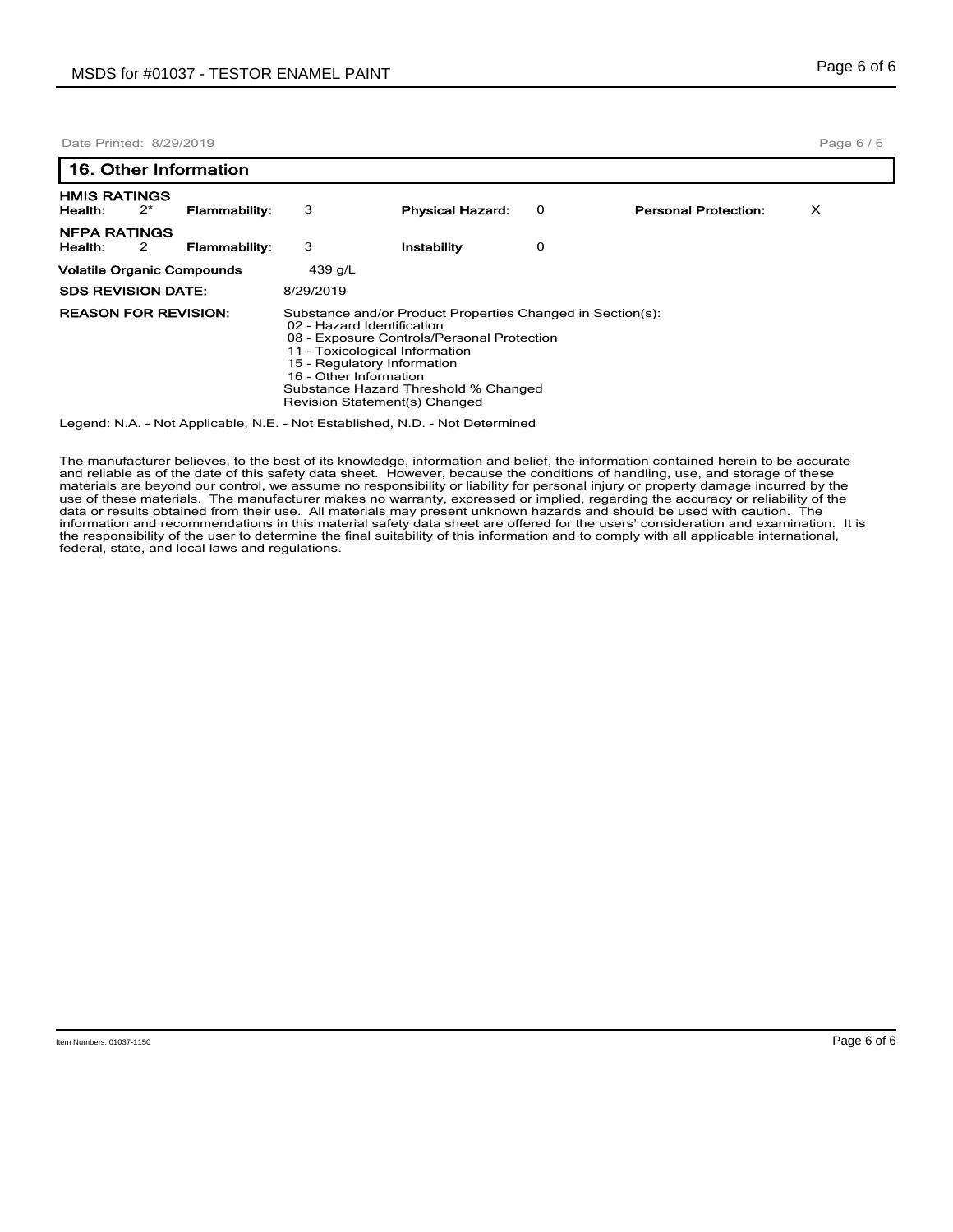Date Printed: 8/29/2019

## 16. Other Information

**HMIS RATINGS**

| | | | | | | | |
|---|---|---|---|---|---|---|---|
| **Health:** | 2* | **Flammability:** | 3 | **Physical Hazard:** | 0 | **Personal Protection:** | X |

**NFPA RATINGS**

| | | | | | |
|---|---|---|---|---|---|
| **Health:** | 2 | **Flammability:** | 3 | **Instability** | 0 |

**Volatile Organic Compounds** 439 g/L

**SDS REVISION DATE:** 8/29/2019

**REASON FOR REVISION:** Substance and/or Product Properties Changed in Section(s):
- 02 - Hazard Identification
- 08 - Exposure Controls/Personal Protection
- 11 - Toxicological Information
- 15 - Regulatory Information
- 16 - Other Information

Substance Hazard Threshold % Changed
Revision Statement(s) Changed

Legend: N.A. - Not Applicable, N.E. - Not Established, N.D. - Not Determined

The manufacturer believes, to the best of its knowledge, information and belief, the information contained herein to be accurate and reliable as of the date of this safety data sheet. However, because the conditions of handling, use, and storage of these materials are beyond our control, we assume no responsibility or liability for personal injury or property damage incurred by the use of these materials. The manufacturer makes no warranty, expressed or implied, regarding the accuracy or reliability of the data or results obtained from their use. All materials may present unknown hazards and should be used with caution. The information and recommendations in this material safety data sheet are offered for the users' consideration and examination. It is the responsibility of the user to determine the final suitability of this information and to comply with all applicable international, federal, state, and local laws and regulations.

Item Numbers: 01037-1150